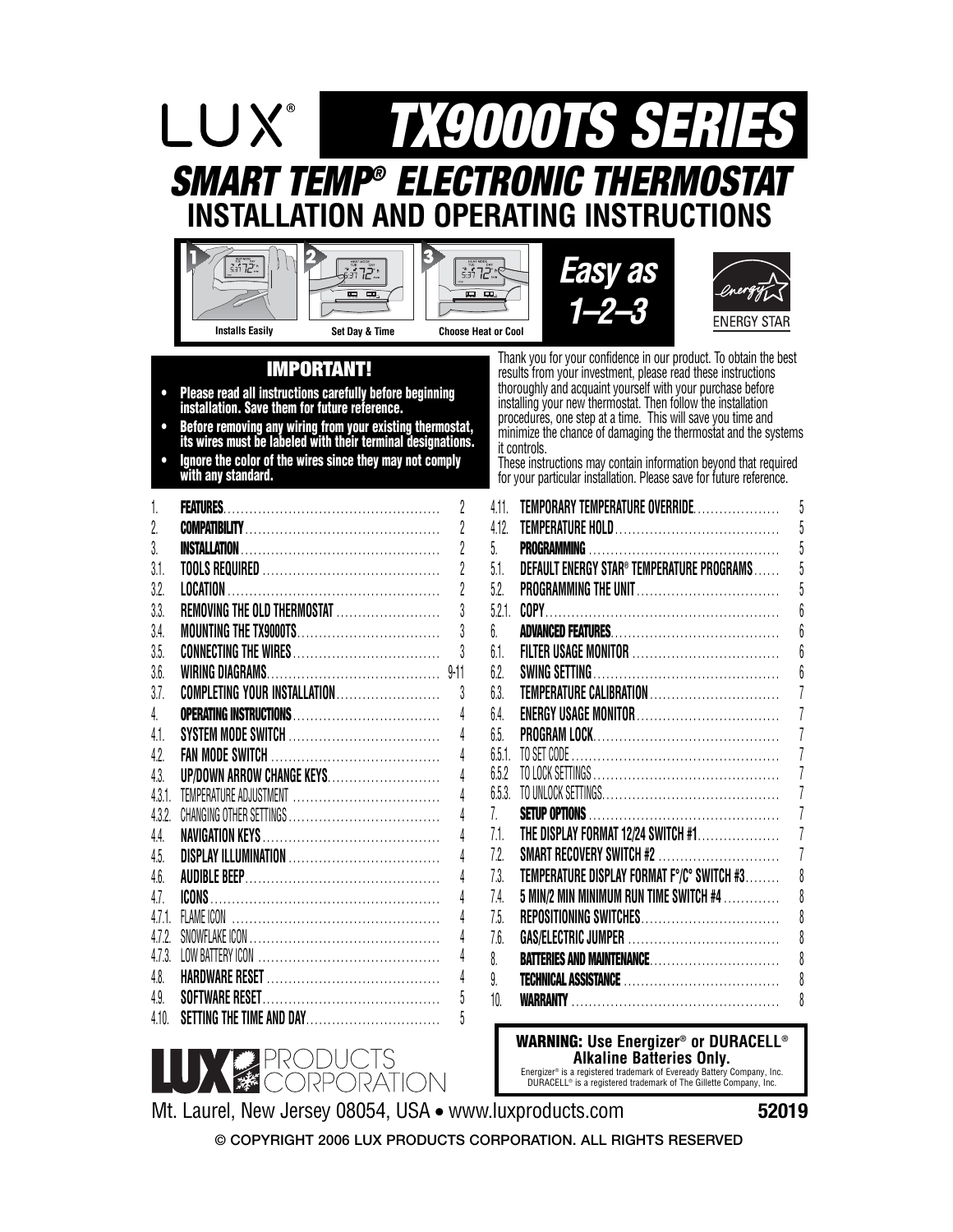LUX®

# TX9000TS SERIES

## SMART TEMP® ELECTRONIC THERMOSTAT

## INSTALLATION AND OPERATING INSTRUCTIONS

1 Installs Easily · 2 Set Day & Time · 3 Choose Heat or Cool

*Easy as 1–2–3*

ENERGY STAR

### IMPORTANT!

- **Please read all instructions carefully before beginning installation. Save them for future reference.**
- **Before removing any wiring from your existing thermostat, its wires must be labeled with their terminal designations.**
- **Ignore the color of the wires since they may not comply with any standard.**

Thank you for your confidence in our product. To obtain the best results from your investment, please read these instructions thoroughly and acquaint yourself with your purchase before installing your new thermostat. Then follow the installation procedures, one step at a time. This will save you time and minimize the chance of damaging the thermostat and the systems it controls.

These instructions may contain information beyond that required for your particular installation. Please save for future reference.

| | | |
|---|---|---|
| 1. | **FEATURES** | 2 |
| 2. | **COMPATIBILITY** | 2 |
| 3. | **INSTALLATION** | 2 |
| 3.1. | TOOLS REQUIRED | 2 |
| 3.2. | LOCATION | 2 |
| 3.3. | REMOVING THE OLD THERMOSTAT | 3 |
| 3.4. | MOUNTING THE TX9000TS | 3 |
| 3.5. | CONNECTING THE WIRES | 3 |
| 3.6. | WIRING DIAGRAMS | 9-11 |
| 3.7. | COMPLETING YOUR INSTALLATION | 3 |
| 4. | **OPERATING INSTRUCTIONS** | 4 |
| 4.1. | SYSTEM MODE SWITCH | 4 |
| 4.2. | FAN MODE SWITCH | 4 |
| 4.3. | UP/DOWN ARROW CHANGE KEYS | 4 |
| 4.3.1. | TEMPERATURE ADJUSTMENT | 4 |
| 4.3.2. | CHANGING OTHER SETTINGS | 4 |
| 4.4. | NAVIGATION KEYS | 4 |
| 4.5. | DISPLAY ILLUMINATION | 4 |
| 4.6. | AUDIBLE BEEP | 4 |
| 4.7. | ICONS | 4 |
| 4.7.1. | FLAME ICON | 4 |
| 4.7.2. | SNOWFLAKE ICON | 4 |
| 4.7.3. | LOW BATTERY ICON | 4 |
| 4.8. | HARDWARE RESET | 4 |
| 4.9. | SOFTWARE RESET | 5 |
| 4.10. | SETTING THE TIME AND DAY | 5 |
| 4.11. | TEMPORARY TEMPERATURE OVERRIDE | 5 |
| 4.12. | TEMPERATURE HOLD | 5 |
| 5. | **PROGRAMMING** | 5 |
| 5.1. | DEFAULT ENERGY STAR® TEMPERATURE PROGRAMS | 5 |
| 5.2. | PROGRAMMING THE UNIT | 5 |
| 5.2.1. | COPY | 6 |
| 6. | **ADVANCED FEATURES** | 6 |
| 6.1. | FILTER USAGE MONITOR | 6 |
| 6.2. | SWING SETTING | 6 |
| 6.3. | TEMPERATURE CALIBRATION | 7 |
| 6.4. | ENERGY USAGE MONITOR | 7 |
| 6.5. | PROGRAM LOCK | 7 |
| 6.5.1. | TO SET CODE | 7 |
| 6.5.2 | TO LOCK SETTINGS | 7 |
| 6.5.3. | TO UNLOCK SETTINGS | 7 |
| 7. | **SETUP OPTIONS** | 7 |
| 7.1. | THE DISPLAY FORMAT 12/24 SWITCH #1 | 7 |
| 7.2. | SMART RECOVERY SWITCH #2 | 7 |
| 7.3. | TEMPERATURE DISPLAY FORMAT F°/C° SWITCH #3 | 8 |
| 7.4. | 5 MIN/2 MIN MINIMUM RUN TIME SWITCH #4 | 8 |
| 7.5. | REPOSITIONING SWITCHES | 8 |
| 7.6. | GAS/ELECTRIC JUMPER | 8 |
| 8. | **BATTERIES AND MAINTENANCE** | 8 |
| 9. | **TECHNICAL ASSISTANCE** | 8 |
| 10. | **WARRANTY** | 8 |

**WARNING: Use Energizer® or DURACELL® Alkaline Batteries Only.**

Energizer® is a registered trademark of Eveready Battery Company, Inc.
DURACELL® is a registered trademark of The Gillette Company, Inc.

LUX PRODUCTS CORPORATION

Mt. Laurel, New Jersey 08054, USA • www.luxproducts.com **52019**

© COPYRIGHT 2006 LUX PRODUCTS CORPORATION. ALL RIGHTS RESERVED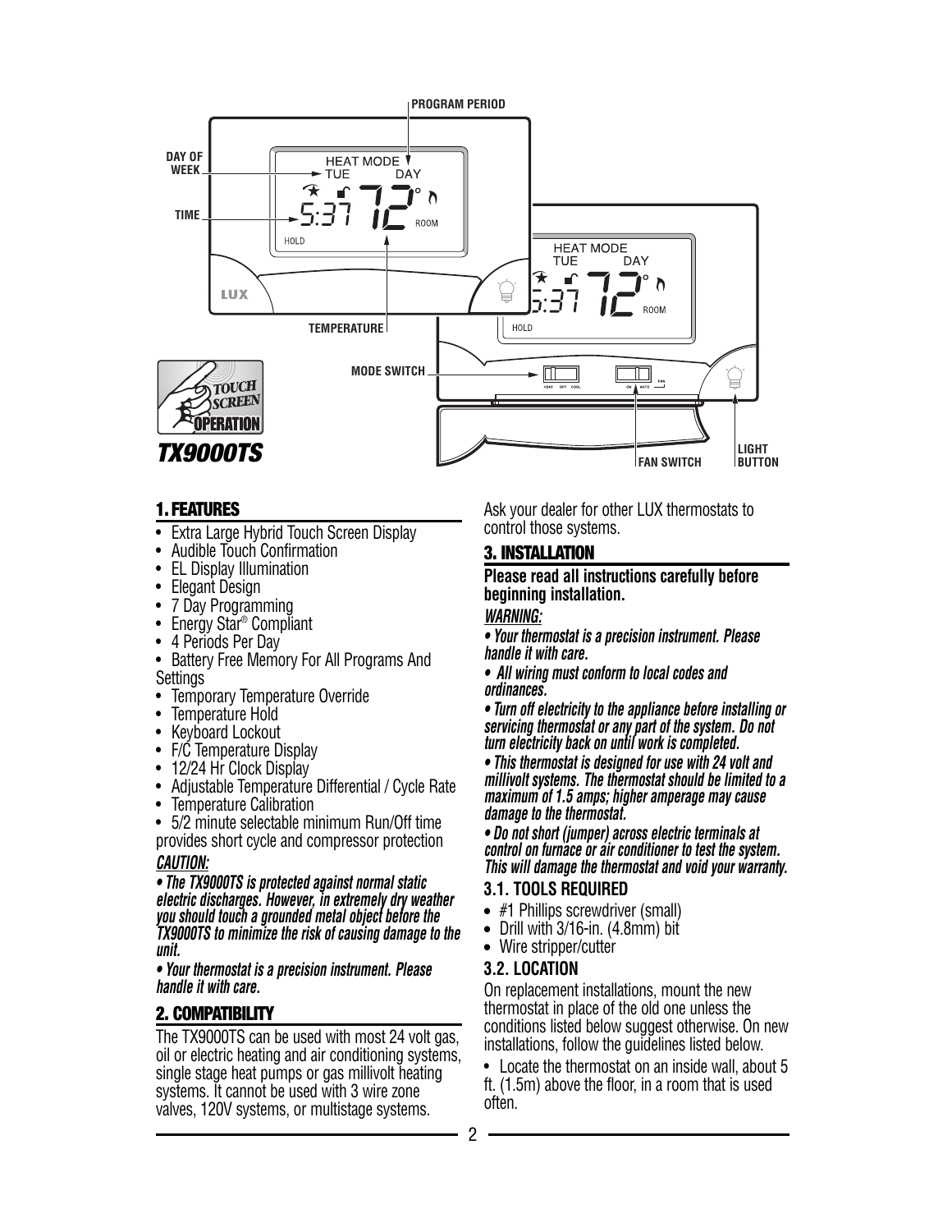**TX9000TS**

## 1. FEATURES

- Extra Large Hybrid Touch Screen Display
- Audible Touch Confirmation
- EL Display Illumination
- Elegant Design
- 7 Day Programming
- Energy Star® Compliant
- 4 Periods Per Day
- Battery Free Memory For All Programs And Settings
- Temporary Temperature Override
- Temperature Hold
- Keyboard Lockout
- F/C Temperature Display
- 12/24 Hr Clock Display
- Adjustable Temperature Differential / Cycle Rate
- Temperature Calibration
- 5/2 minute selectable minimum Run/Off time provides short cycle and compressor protection

***CAUTION:***

***• The TX9000TS is protected against normal static electric discharges. However, in extremely dry weather you should touch a grounded metal object before the TX9000TS to minimize the risk of causing damage to the unit.***

***• Your thermostat is a precision instrument. Please handle it with care.***

## 2. COMPATIBILITY

The TX9000TS can be used with most 24 volt gas, oil or electric heating and air conditioning systems, single stage heat pumps or gas millivolt heating systems. It cannot be used with 3 wire zone valves, 120V systems, or multistage systems. Ask your dealer for other LUX thermostats to control those systems.

## 3. INSTALLATION

**Please read all instructions carefully before beginning installation.**

***WARNING:***

***• Your thermostat is a precision instrument. Please handle it with care.***

***• All wiring must conform to local codes and ordinances.***

***• Turn off electricity to the appliance before installing or servicing thermostat or any part of the system. Do not turn electricity back on until work is completed.***

***• This thermostat is designed for use with 24 volt and millivolt systems. The thermostat should be limited to a maximum of 1.5 amps; higher amperage may cause damage to the thermostat.***

***• Do not short (jumper) across electric terminals at control on furnace or air conditioner to test the system. This will damage the thermostat and void your warranty.***

### 3.1. TOOLS REQUIRED

- #1 Phillips screwdriver (small)
- Drill with 3/16-in. (4.8mm) bit
- Wire stripper/cutter

### 3.2. LOCATION

On replacement installations, mount the new thermostat in place of the old one unless the conditions listed below suggest otherwise. On new installations, follow the guidelines listed below.

- Locate the thermostat on an inside wall, about 5 ft. (1.5m) above the floor, in a room that is used often.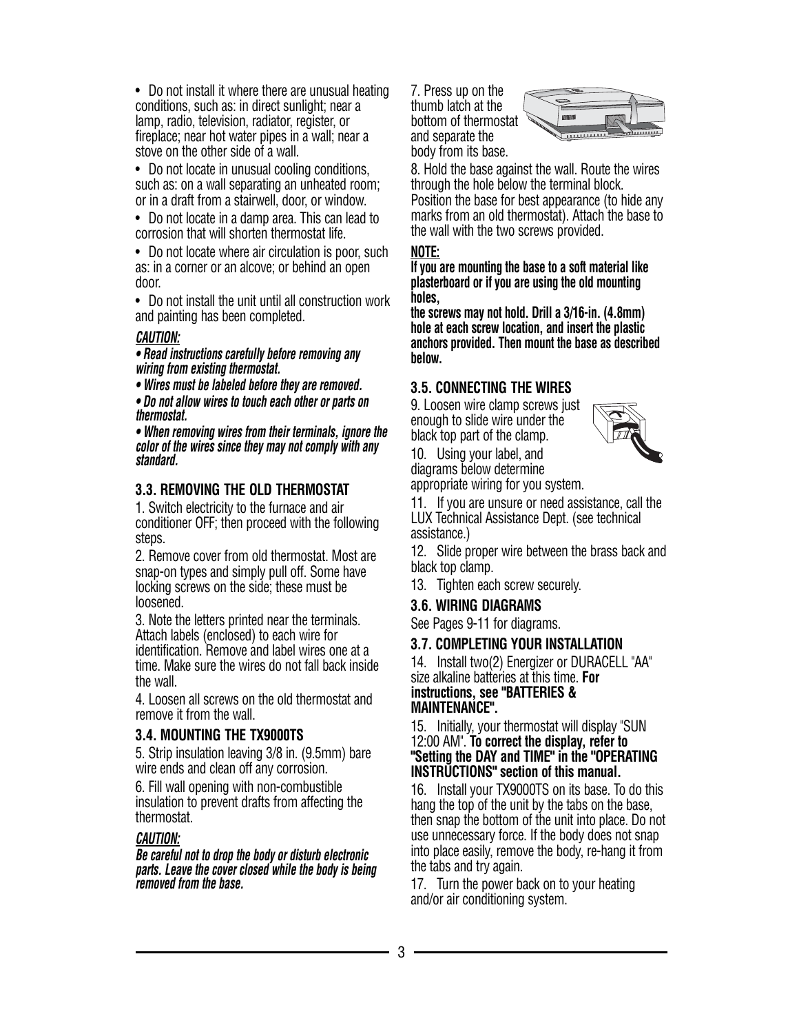- Do not install it where there are unusual heating conditions, such as: in direct sunlight; near a lamp, radio, television, radiator, register, or fireplace; near hot water pipes in a wall; near a stove on the other side of a wall.
- Do not locate in unusual cooling conditions, such as: on a wall separating an unheated room; or in a draft from a stairwell, door, or window.
- Do not locate in a damp area. This can lead to corrosion that will shorten thermostat life.
- Do not locate where air circulation is poor, such as: in a corner or an alcove; or behind an open door.
- Do not install the unit until all construction work and painting has been completed.

***CAUTION:***

***• Read instructions carefully before removing any wiring from existing thermostat.***

***• Wires must be labeled before they are removed.***

***• Do not allow wires to touch each other or parts on thermostat.***

***• When removing wires from their terminals, ignore the color of the wires since they may not comply with any standard.***

### 3.3. REMOVING THE OLD THERMOSTAT

1. Switch electricity to the furnace and air conditioner OFF; then proceed with the following steps.
2. Remove cover from old thermostat. Most are snap-on types and simply pull off. Some have locking screws on the side; these must be loosened.
3. Note the letters printed near the terminals. Attach labels (enclosed) to each wire for identification. Remove and label wires one at a time. Make sure the wires do not fall back inside the wall.
4. Loosen all screws on the old thermostat and remove it from the wall.

### 3.4. MOUNTING THE TX9000TS

5. Strip insulation leaving 3/8 in. (9.5mm) bare wire ends and clean off any corrosion.
6. Fill wall opening with non-combustible insulation to prevent drafts from affecting the thermostat.

***CAUTION:***

***Be careful not to drop the body or disturb electronic parts. Leave the cover closed while the body is being removed from the base.***

7. Press up on the thumb latch at the bottom of thermostat and separate the body from its base.
8. Hold the base against the wall. Route the wires through the hole below the terminal block. Position the base for best appearance (to hide any marks from an old thermostat). Attach the base to the wall with the two screws provided.

**NOTE:**

**If you are mounting the base to a soft material like plasterboard or if you are using the old mounting holes,**

**the screws may not hold. Drill a 3/16-in. (4.8mm) hole at each screw location, and insert the plastic anchors provided. Then mount the base as described below.**

### 3.5. CONNECTING THE WIRES

9. Loosen wire clamp screws just enough to slide wire under the black top part of the clamp.
10. Using your label, and diagrams below determine appropriate wiring for you system.
11. If you are unsure or need assistance, call the LUX Technical Assistance Dept. (see technical assistance.)
12. Slide proper wire between the brass back and black top clamp.
13. Tighten each screw securely.

### 3.6. WIRING DIAGRAMS

See Pages 9-11 for diagrams.

### 3.7. COMPLETING YOUR INSTALLATION

14. Install two(2) Energizer or DURACELL "AA" size alkaline batteries at this time. **For instructions, see "BATTERIES & MAINTENANCE".**
15. Initially, your thermostat will display "SUN 12:00 AM". **To correct the display, refer to "Setting the DAY and TIME" in the "OPERATING INSTRUCTIONS" section of this manual.**
16. Install your TX9000TS on its base. To do this hang the top of the unit by the tabs on the base, then snap the bottom of the unit into place. Do not use unnecessary force. If the body does not snap into place easily, remove the body, re-hang it from the tabs and try again.
17. Turn the power back on to your heating and/or air conditioning system.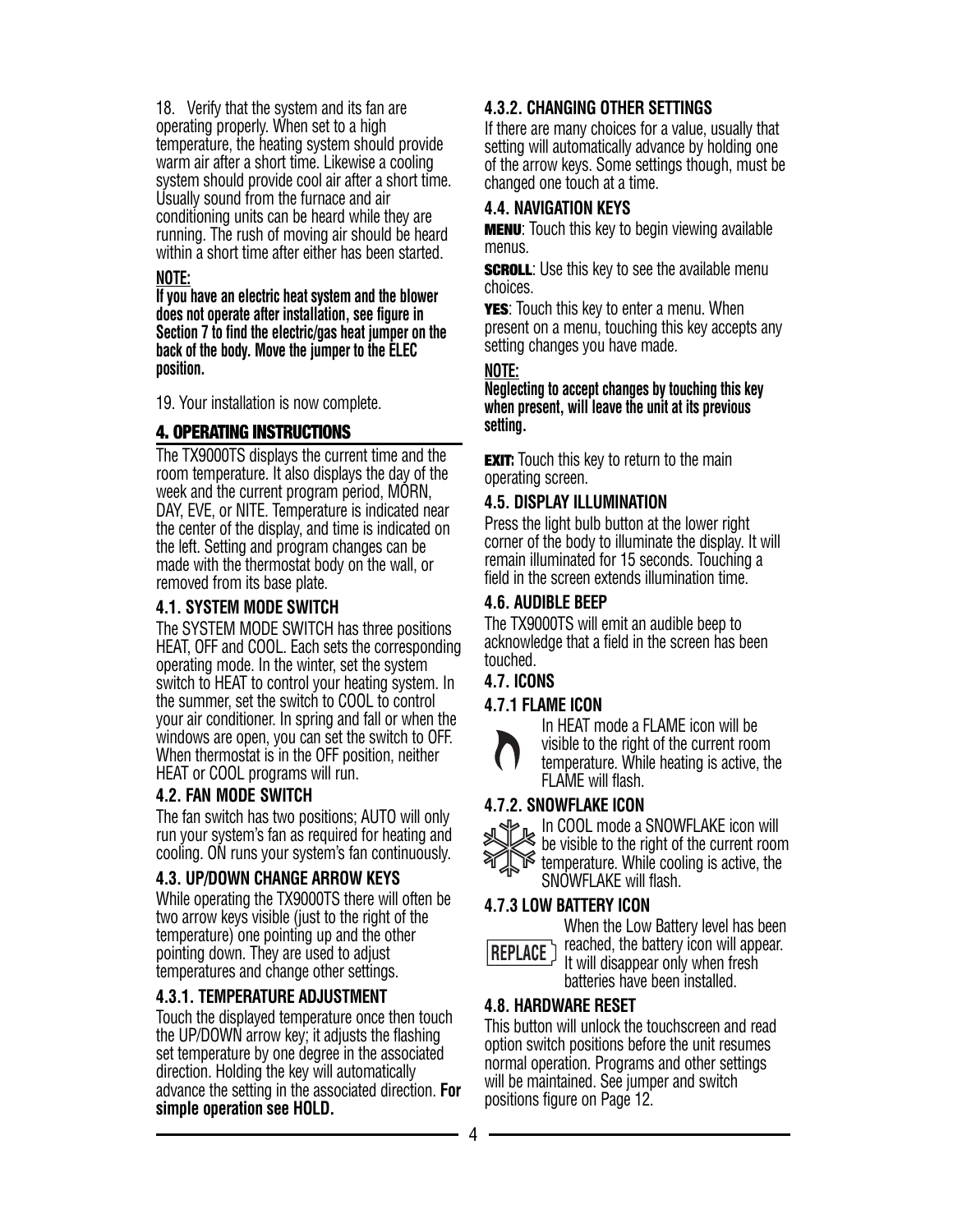18. Verify that the system and its fan are operating properly. When set to a high temperature, the heating system should provide warm air after a short time. Likewise a cooling system should provide cool air after a short time. Usually sound from the furnace and air conditioning units can be heard while they are running. The rush of moving air should be heard within a short time after either has been started.

**NOTE:**
**If you have an electric heat system and the blower does not operate after installation, see figure in Section 7 to find the electric/gas heat jumper on the back of the body. Move the jumper to the ELEC position.**

19. Your installation is now complete.

## 4. OPERATING INSTRUCTIONS

The TX9000TS displays the current time and the room temperature. It also displays the day of the week and the current program period, MORN, DAY, EVE, or NITE. Temperature is indicated near the center of the display, and time is indicated on the left. Setting and program changes can be made with the thermostat body on the wall, or removed from its base plate.

### 4.1. SYSTEM MODE SWITCH

The SYSTEM MODE SWITCH has three positions HEAT, OFF and COOL. Each sets the corresponding operating mode. In the winter, set the system switch to HEAT to control your heating system. In the summer, set the switch to COOL to control your air conditioner. In spring and fall or when the windows are open, you can set the switch to OFF. When thermostat is in the OFF position, neither HEAT or COOL programs will run.

### 4.2. FAN MODE SWITCH

The fan switch has two positions; AUTO will only run your system's fan as required for heating and cooling. ON runs your system's fan continuously.

### 4.3. UP/DOWN CHANGE ARROW KEYS

While operating the TX9000TS there will often be two arrow keys visible (just to the right of the temperature) one pointing up and the other pointing down. They are used to adjust temperatures and change other settings.

#### 4.3.1. TEMPERATURE ADJUSTMENT

Touch the displayed temperature once then touch the UP/DOWN arrow key; it adjusts the flashing set temperature by one degree in the associated direction. Holding the key will automatically advance the setting in the associated direction. **For simple operation see HOLD.**

#### 4.3.2. CHANGING OTHER SETTINGS

If there are many choices for a value, usually that setting will automatically advance by holding one of the arrow keys. Some settings though, must be changed one touch at a time.

### 4.4. NAVIGATION KEYS

**MENU**: Touch this key to begin viewing available menus.

**SCROLL**: Use this key to see the available menu choices.

**YES**: Touch this key to enter a menu. When present on a menu, touching this key accepts any setting changes you have made.

**NOTE:**
**Neglecting to accept changes by touching this key when present, will leave the unit at its previous setting.**

**EXIT:** Touch this key to return to the main operating screen.

### 4.5. DISPLAY ILLUMINATION

Press the light bulb button at the lower right corner of the body to illuminate the display. It will remain illuminated for 15 seconds. Touching a field in the screen extends illumination time.

### 4.6. AUDIBLE BEEP

The TX9000TS will emit an audible beep to acknowledge that a field in the screen has been touched.

### 4.7. ICONS

#### 4.7.1 FLAME ICON

In HEAT mode a FLAME icon will be visible to the right of the current room temperature. While heating is active, the FLAME will flash.

#### 4.7.2. SNOWFLAKE ICON

In COOL mode a SNOWFLAKE icon will be visible to the right of the current room temperature. While cooling is active, the SNOWFLAKE will flash.

#### 4.7.3 LOW BATTERY ICON

REPLACE

When the Low Battery level has been reached, the battery icon will appear. It will disappear only when fresh batteries have been installed.

### 4.8. HARDWARE RESET

This button will unlock the touchscreen and read option switch positions before the unit resumes normal operation. Programs and other settings will be maintained. See jumper and switch positions figure on Page 12.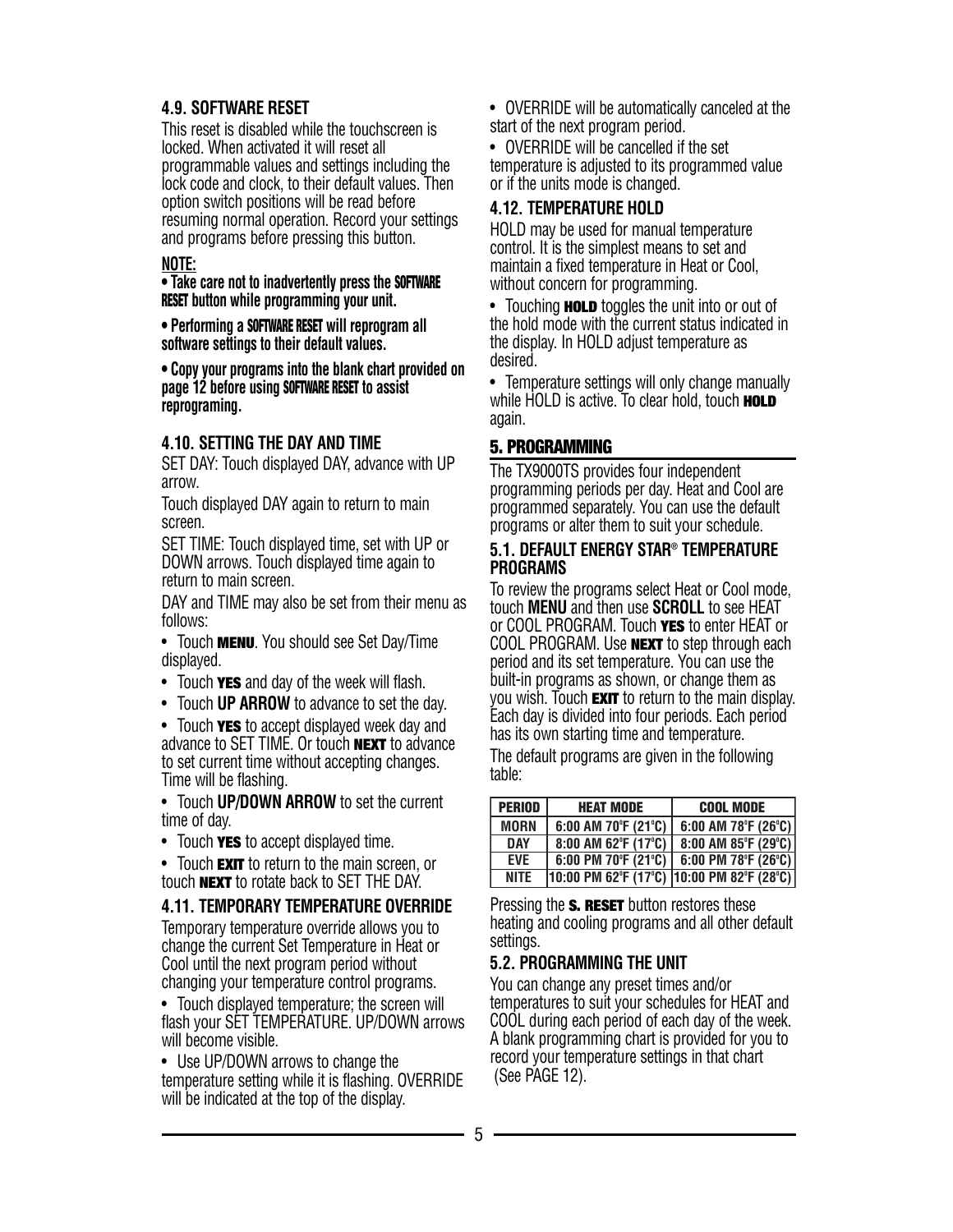### 4.9. SOFTWARE RESET

This reset is disabled while the touchscreen is locked. When activated it will reset all programmable values and settings including the lock code and clock, to their default values. Then option switch positions will be read before resuming normal operation. Record your settings and programs before pressing this button.

**NOTE:**

**• Take care not to inadvertently press the SOFTWARE RESET button while programming your unit.**

**• Performing a SOFTWARE RESET will reprogram all software settings to their default values.**

**• Copy your programs into the blank chart provided on page 12 before using SOFTWARE RESET to assist reprograming.**

### 4.10. SETTING THE DAY AND TIME

SET DAY: Touch displayed DAY, advance with UP arrow.

Touch displayed DAY again to return to main screen.

SET TIME: Touch displayed time, set with UP or DOWN arrows. Touch displayed time again to return to main screen.

DAY and TIME may also be set from their menu as follows:

- Touch **MENU**. You should see Set Day/Time displayed.
- Touch **YES** and day of the week will flash.
- Touch **UP ARROW** to advance to set the day.
- Touch **YES** to accept displayed week day and advance to SET TIME. Or touch **NEXT** to advance to set current time without accepting changes. Time will be flashing.
- Touch **UP/DOWN ARROW** to set the current time of day.
- Touch **YES** to accept displayed time.
- Touch **EXIT** to return to the main screen, or touch **NEXT** to rotate back to SET THE DAY.

### 4.11. TEMPORARY TEMPERATURE OVERRIDE

Temporary temperature override allows you to change the current Set Temperature in Heat or Cool until the next program period without changing your temperature control programs.

- Touch displayed temperature; the screen will flash your SET TEMPERATURE. UP/DOWN arrows will become visible.
- Use UP/DOWN arrows to change the temperature setting while it is flashing. OVERRIDE will be indicated at the top of the display.
- OVERRIDE will be automatically canceled at the start of the next program period.
- OVERRIDE will be cancelled if the set temperature is adjusted to its programmed value or if the units mode is changed.

### 4.12. TEMPERATURE HOLD

HOLD may be used for manual temperature control. It is the simplest means to set and maintain a fixed temperature in Heat or Cool, without concern for programming.

- Touching **HOLD** toggles the unit into or out of the hold mode with the current status indicated in the display. In HOLD adjust temperature as desired.
- Temperature settings will only change manually while HOLD is active. To clear hold, touch **HOLD** again.

## 5. PROGRAMMING

The TX9000TS provides four independent programming periods per day. Heat and Cool are programmed separately. You can use the default programs or alter them to suit your schedule.

### 5.1. DEFAULT ENERGY STAR® TEMPERATURE PROGRAMS

To review the programs select Heat or Cool mode, touch **MENU** and then use **SCROLL** to see HEAT or COOL PROGRAM. Touch **YES** to enter HEAT or COOL PROGRAM. Use **NEXT** to step through each period and its set temperature. You can use the built-in programs as shown, or change them as you wish. Touch **EXIT** to return to the main display. Each day is divided into four periods. Each period has its own starting time and temperature.

The default programs are given in the following table:

| PERIOD | HEAT MODE | COOL MODE |
|---|---|---|
| MORN | 6:00 AM 70°F (21°C) | 6:00 AM 78°F (26°C) |
| DAY | 8:00 AM 62°F (17°C) | 8:00 AM 85°F (29°C) |
| EVE | 6:00 PM 70°F (21°C) | 6:00 PM 78°F (26°C) |
| NITE | 10:00 PM 62°F (17°C) | 10:00 PM 82°F (28°C) |

Pressing the **S. RESET** button restores these heating and cooling programs and all other default settings.

### 5.2. PROGRAMMING THE UNIT

You can change any preset times and/or temperatures to suit your schedules for HEAT and COOL during each period of each day of the week. A blank programming chart is provided for you to record your temperature settings in that chart (See PAGE 12).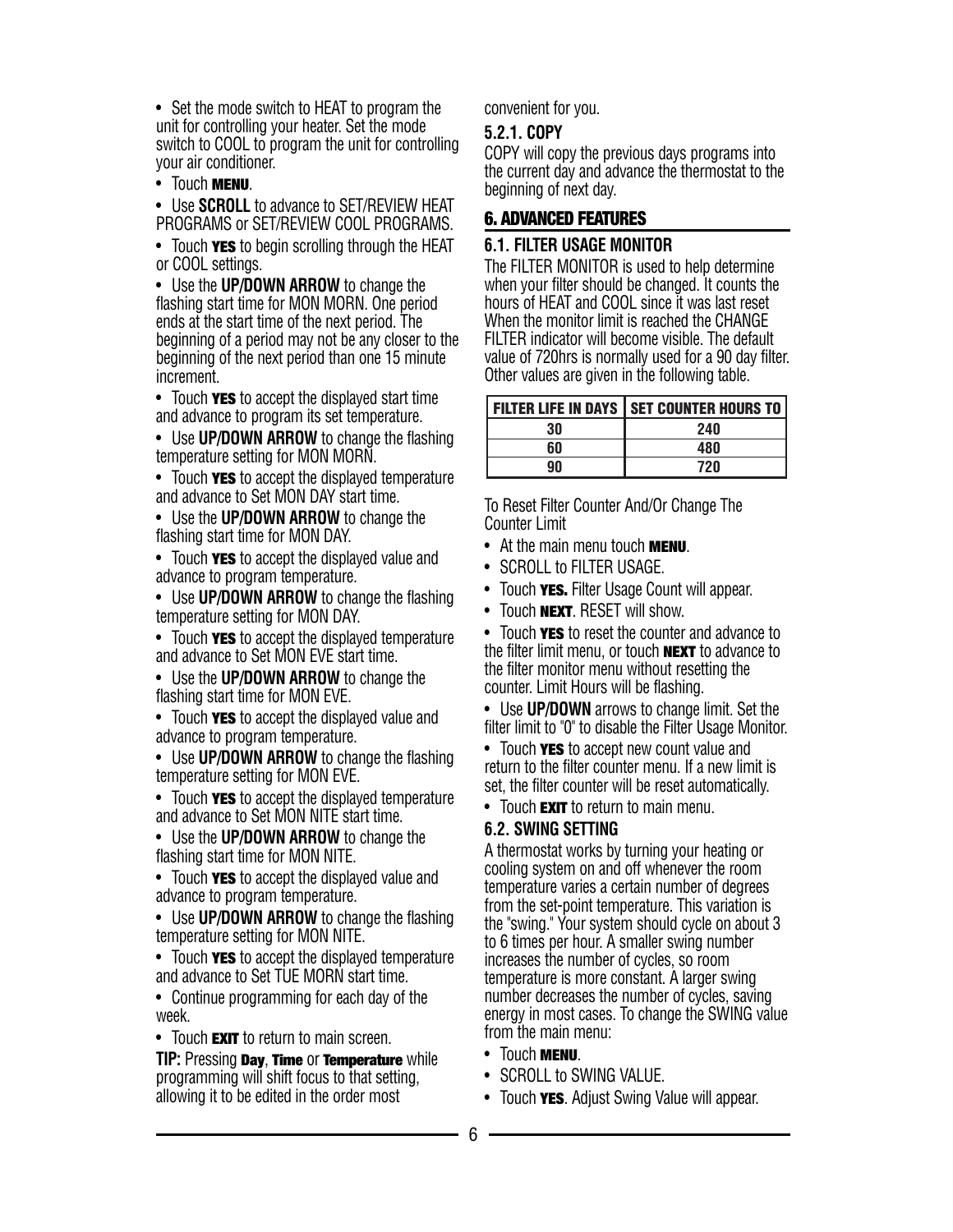- Set the mode switch to HEAT to program the unit for controlling your heater. Set the mode switch to COOL to program the unit for controlling your air conditioner.
- Touch **MENU**.
- Use **SCROLL** to advance to SET/REVIEW HEAT PROGRAMS or SET/REVIEW COOL PROGRAMS.
- Touch **YES** to begin scrolling through the HEAT or COOL settings.
- Use the **UP/DOWN ARROW** to change the flashing start time for MON MORN. One period ends at the start time of the next period. The beginning of a period may not be any closer to the beginning of the next period than one 15 minute increment.
- Touch **YES** to accept the displayed start time and advance to program its set temperature.
- Use **UP/DOWN ARROW** to change the flashing temperature setting for MON MORN.
- Touch **YES** to accept the displayed temperature and advance to Set MON DAY start time.
- Use the **UP/DOWN ARROW** to change the flashing start time for MON DAY.
- Touch **YES** to accept the displayed value and advance to program temperature.
- Use **UP/DOWN ARROW** to change the flashing temperature setting for MON DAY.
- Touch **YES** to accept the displayed temperature and advance to Set MON EVE start time.
- Use the **UP/DOWN ARROW** to change the flashing start time for MON EVE.
- Touch **YES** to accept the displayed value and advance to program temperature.
- Use **UP/DOWN ARROW** to change the flashing temperature setting for MON EVE.
- Touch **YES** to accept the displayed temperature and advance to Set MON NITE start time.
- Use the **UP/DOWN ARROW** to change the flashing start time for MON NITE.
- Touch **YES** to accept the displayed value and advance to program temperature.
- Use **UP/DOWN ARROW** to change the flashing temperature setting for MON NITE.
- Touch **YES** to accept the displayed temperature and advance to Set TUE MORN start time.
- Continue programming for each day of the week.
- Touch **EXIT** to return to main screen.

**TIP:** Pressing **Day**, **Time** or **Temperature** while programming will shift focus to that setting, allowing it to be edited in the order most convenient for you.

### 5.2.1. COPY

COPY will copy the previous days programs into the current day and advance the thermostat to the beginning of next day.

## 6. ADVANCED FEATURES

### 6.1. FILTER USAGE MONITOR

The FILTER MONITOR is used to help determine when your filter should be changed. It counts the hours of HEAT and COOL since it was last reset When the monitor limit is reached the CHANGE FILTER indicator will become visible. The default value of 720hrs is normally used for a 90 day filter. Other values are given in the following table.

| FILTER LIFE IN DAYS | SET COUNTER HOURS TO |
|---|---|
| 30 | 240 |
| 60 | 480 |
| 90 | 720 |

To Reset Filter Counter And/Or Change The Counter Limit

- At the main menu touch **MENU**.
- SCROLL to FILTER USAGE.
- Touch **YES.** Filter Usage Count will appear.
- Touch **NEXT**. RESET will show.
- Touch **YES** to reset the counter and advance to the filter limit menu, or touch **NEXT** to advance to the filter monitor menu without resetting the counter. Limit Hours will be flashing.
- Use **UP/DOWN** arrows to change limit. Set the filter limit to "0" to disable the Filter Usage Monitor.
- Touch **YES** to accept new count value and return to the filter counter menu. If a new limit is set, the filter counter will be reset automatically.
- Touch **EXIT** to return to main menu.

### 6.2. SWING SETTING

A thermostat works by turning your heating or cooling system on and off whenever the room temperature varies a certain number of degrees from the set-point temperature. This variation is the "swing." Your system should cycle on about 3 to 6 times per hour. A smaller swing number increases the number of cycles, so room temperature is more constant. A larger swing number decreases the number of cycles, saving energy in most cases. To change the SWING value from the main menu:

- Touch **MENU**.
- SCROLL to SWING VALUE.
- Touch **YES**. Adjust Swing Value will appear.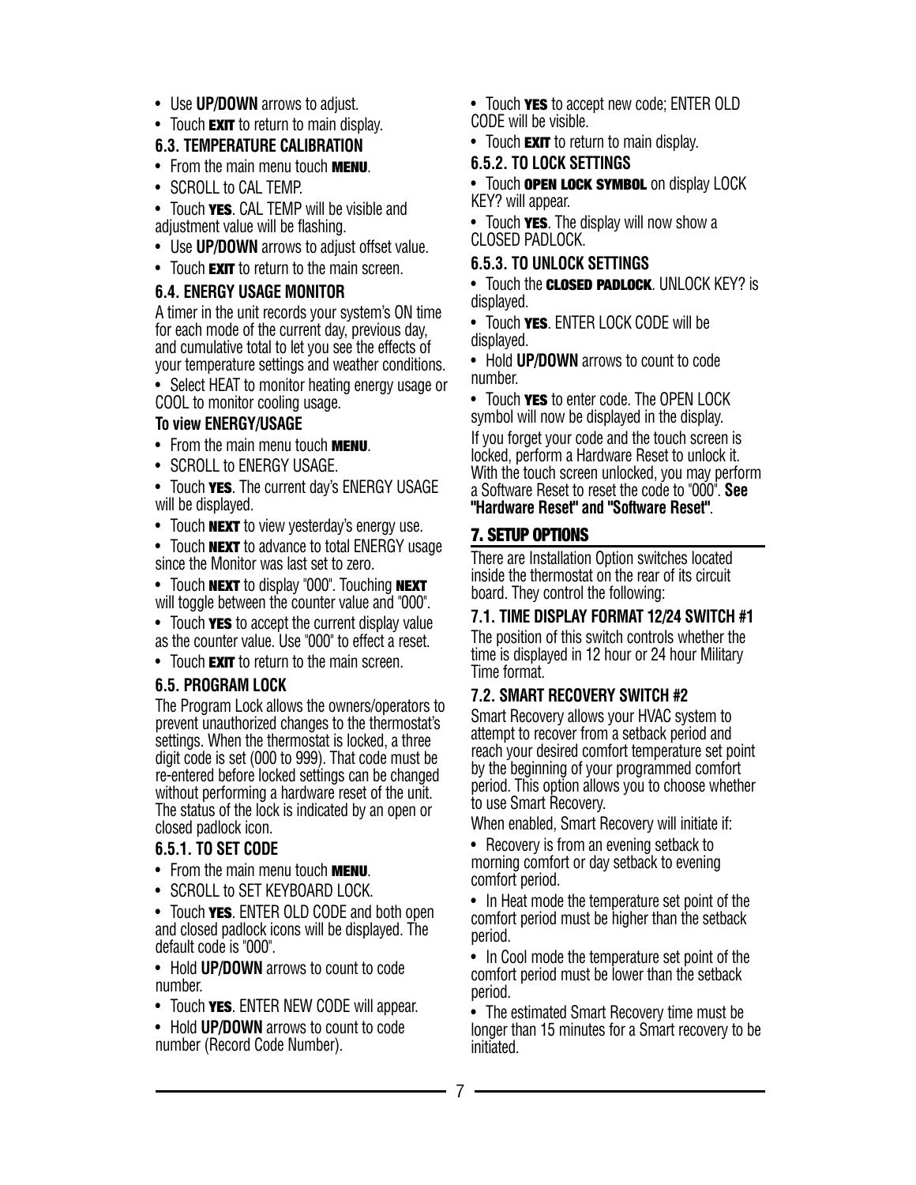- Use **UP/DOWN** arrows to adjust.
- Touch **EXIT** to return to main display.

### 6.3. TEMPERATURE CALIBRATION

- From the main menu touch **MENU**.
- SCROLL to CAL TEMP.
- Touch **YES**. CAL TEMP will be visible and adjustment value will be flashing.
- Use **UP/DOWN** arrows to adjust offset value.
- Touch **EXIT** to return to the main screen.

### 6.4. ENERGY USAGE MONITOR

A timer in the unit records your system's ON time for each mode of the current day, previous day, and cumulative total to let you see the effects of your temperature settings and weather conditions.

- Select HEAT to monitor heating energy usage or COOL to monitor cooling usage.

**To view ENERGY/USAGE**

- From the main menu touch **MENU**.
- SCROLL to ENERGY USAGE.
- Touch **YES**. The current day's ENERGY USAGE will be displayed.
- Touch **NEXT** to view yesterday's energy use.
- Touch **NEXT** to advance to total ENERGY usage since the Monitor was last set to zero.
- Touch **NEXT** to display "000". Touching **NEXT** will toggle between the counter value and "000".
- Touch **YES** to accept the current display value as the counter value. Use "000" to effect a reset.
- Touch **EXIT** to return to the main screen.

### 6.5. PROGRAM LOCK

The Program Lock allows the owners/operators to prevent unauthorized changes to the thermostat's settings. When the thermostat is locked, a three digit code is set (000 to 999). That code must be re-entered before locked settings can be changed without performing a hardware reset of the unit. The status of the lock is indicated by an open or closed padlock icon.

#### 6.5.1. TO SET CODE

- From the main menu touch **MENU**.
- SCROLL to SET KEYBOARD LOCK.
- Touch **YES**. ENTER OLD CODE and both open and closed padlock icons will be displayed. The default code is "000".
- Hold **UP/DOWN** arrows to count to code number.
- Touch **YES**. ENTER NEW CODE will appear.
- Hold **UP/DOWN** arrows to count to code number (Record Code Number).
- Touch **YES** to accept new code; ENTER OLD CODE will be visible.
- Touch **EXIT** to return to main display.

#### 6.5.2. TO LOCK SETTINGS

- Touch **OPEN LOCK SYMBOL** on display LOCK KEY? will appear.
- Touch **YES**. The display will now show a CLOSED PADLOCK.

#### 6.5.3. TO UNLOCK SETTINGS

- Touch the **CLOSED PADLOCK**. UNLOCK KEY? is displayed.
- Touch **YES**. ENTER LOCK CODE will be displayed.
- Hold **UP/DOWN** arrows to count to code number.
- Touch **YES** to enter code. The OPEN LOCK symbol will now be displayed in the display.

If you forget your code and the touch screen is locked, perform a Hardware Reset to unlock it. With the touch screen unlocked, you may perform a Software Reset to reset the code to "000". **See "Hardware Reset" and "Software Reset"**.

## 7. SETUP OPTIONS

There are Installation Option switches located inside the thermostat on the rear of its circuit board. They control the following:

### 7.1. TIME DISPLAY FORMAT 12/24 SWITCH #1

The position of this switch controls whether the time is displayed in 12 hour or 24 hour Military Time format.

### 7.2. SMART RECOVERY SWITCH #2

Smart Recovery allows your HVAC system to attempt to recover from a setback period and reach your desired comfort temperature set point by the beginning of your programmed comfort period. This option allows you to choose whether to use Smart Recovery.

When enabled, Smart Recovery will initiate if:

- Recovery is from an evening setback to morning comfort or day setback to evening comfort period.
- In Heat mode the temperature set point of the comfort period must be higher than the setback period.
- In Cool mode the temperature set point of the comfort period must be lower than the setback period.
- The estimated Smart Recovery time must be longer than 15 minutes for a Smart recovery to be initiated.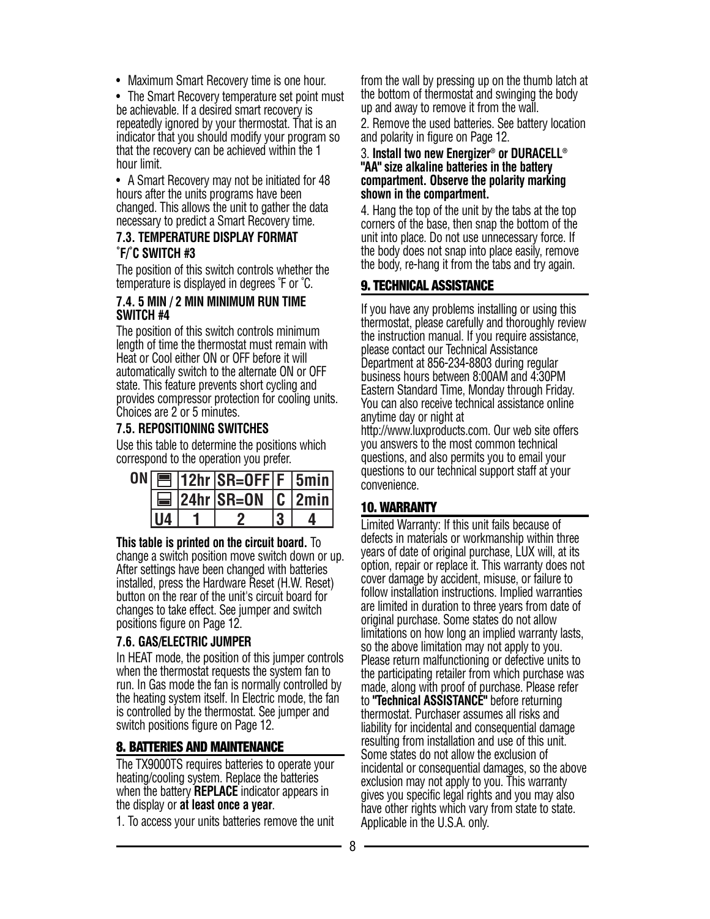- Maximum Smart Recovery time is one hour.
- The Smart Recovery temperature set point must be achievable. If a desired smart recovery is repeatedly ignored by your thermostat. That is an indicator that you should modify your program so that the recovery can be achieved within the 1 hour limit.
- A Smart Recovery may not be initiated for 48 hours after the units programs have been changed. This allows the unit to gather the data necessary to predict a Smart Recovery time.

### 7.3. TEMPERATURE DISPLAY FORMAT ˚F/˚C SWITCH #3

The position of this switch controls whether the temperature is displayed in degrees ˚F or ˚C.

### 7.4. 5 MIN / 2 MIN MINIMUM RUN TIME SWITCH #4

The position of this switch controls minimum length of time the thermostat must remain with Heat or Cool either ON or OFF before it will automatically switch to the alternate ON or OFF state. This feature prevents short cycling and provides compressor protection for cooling units. Choices are 2 or 5 minutes.

### 7.5. REPOSITIONING SWITCHES

Use this table to determine the positions which correspond to the operation you prefer.

| ON | ▀ | 12hr | SR=OFF | F | 5min |
|---|---|---|---|---|---|
| | ▄ | 24hr | SR=ON | C | 2min |
| | U4 | 1 | 2 | 3 | 4 |

**This table is printed on the circuit board.** To change a switch position move switch down or up. After settings have been changed with batteries installed, press the Hardware Reset (H.W. Reset) button on the rear of the unit's circuit board for changes to take effect. See jumper and switch positions figure on Page 12.

### 7.6. GAS/ELECTRIC JUMPER

In HEAT mode, the position of this jumper controls when the thermostat requests the system fan to run. In Gas mode the fan is normally controlled by the heating system itself. In Electric mode, the fan is controlled by the thermostat. See jumper and switch positions figure on Page 12.

## 8. BATTERIES AND MAINTENANCE

The TX9000TS requires batteries to operate your heating/cooling system. Replace the batteries when the battery **REPLACE** indicator appears in the display or **at least once a year**.

1. To access your units batteries remove the unit from the wall by pressing up on the thumb latch at the bottom of thermostat and swinging the body up and away to remove it from the wall.
2. Remove the used batteries. See battery location and polarity in figure on Page 12.
3. **Install two new Energizer® or DURACELL® "AA" size alkaline batteries in the battery compartment. Observe the polarity marking shown in the compartment.**
4. Hang the top of the unit by the tabs at the top corners of the base, then snap the bottom of the unit into place. Do not use unnecessary force. If the body does not snap into place easily, remove the body, re-hang it from the tabs and try again.

## 9. TECHNICAL ASSISTANCE

If you have any problems installing or using this thermostat, please carefully and thoroughly review the instruction manual. If you require assistance, please contact our Technical Assistance Department at 856-234-8803 during regular business hours between 8:00AM and 4:30PM Eastern Standard Time, Monday through Friday. You can also receive technical assistance online anytime day or night at http://www.luxproducts.com. Our web site offers you answers to the most common technical questions, and also permits you to email your questions to our technical support staff at your convenience.

## 10. WARRANTY

Limited Warranty: If this unit fails because of defects in materials or workmanship within three years of date of original purchase, LUX will, at its option, repair or replace it. This warranty does not cover damage by accident, misuse, or failure to follow installation instructions. Implied warranties are limited in duration to three years from date of original purchase. Some states do not allow limitations on how long an implied warranty lasts, so the above limitation may not apply to you. Please return malfunctioning or defective units to the participating retailer from which purchase was made, along with proof of purchase. Please refer to **"Technical ASSISTANCE"** before returning thermostat. Purchaser assumes all risks and liability for incidental and consequential damage resulting from installation and use of this unit. Some states do not allow the exclusion of incidental or consequential damages, so the above exclusion may not apply to you. This warranty gives you specific legal rights and you may also have other rights which vary from state to state. Applicable in the U.S.A. only.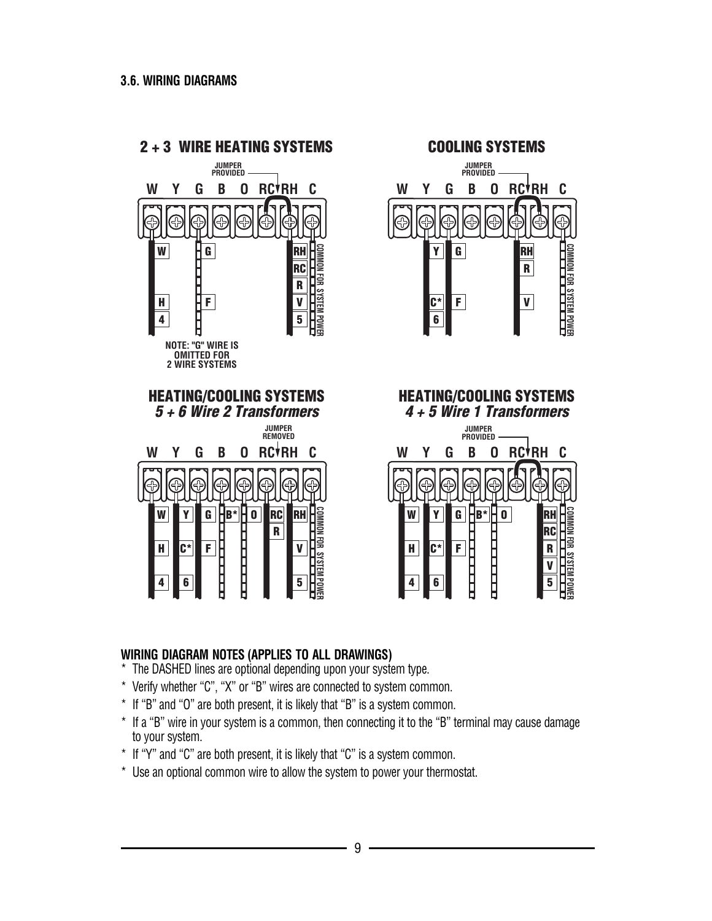### 3.6. WIRING DIAGRAMS

**2 + 3 WIRE HEATING SYSTEMS**

JUMPER PROVIDED

W Y G B O RC RH C

W G RH
RC
R
H F V
4 5

COMMON FOR SYSTEM POWER

NOTE: "G" WIRE IS OMITTED FOR 2 WIRE SYSTEMS

**COOLING SYSTEMS**

JUMPER PROVIDED

W Y G B O RC RH C

Y G RH
R
C* F V
6

COMMON FOR SYSTEM POWER

**HEATING/COOLING SYSTEMS**
***5 + 6 Wire 2 Transformers***

JUMPER REMOVED

W Y G B O RC RH C

W Y G B* O RC RH
R
H C* F V
4 6 5

COMMON FOR SYSTEM POWER

**HEATING/COOLING SYSTEMS**
***4 + 5 Wire 1 Transformers***

JUMPER PROVIDED

W Y G B O RC RH C

W Y G B* O RH
RC
H C* F R
V
4 6 5

COMMON FOR SYSTEM POWER

**WIRING DIAGRAM NOTES (APPLIES TO ALL DRAWINGS)**

* The DASHED lines are optional depending upon your system type.
* Verify whether "C", "X" or "B" wires are connected to system common.
* If "B" and "O" are both present, it is likely that "B" is a system common.
* If a "B" wire in your system is a common, then connecting it to the "B" terminal may cause damage to your system.
* If "Y" and "C" are both present, it is likely that "C" is a system common.
* Use an optional common wire to allow the system to power your thermostat.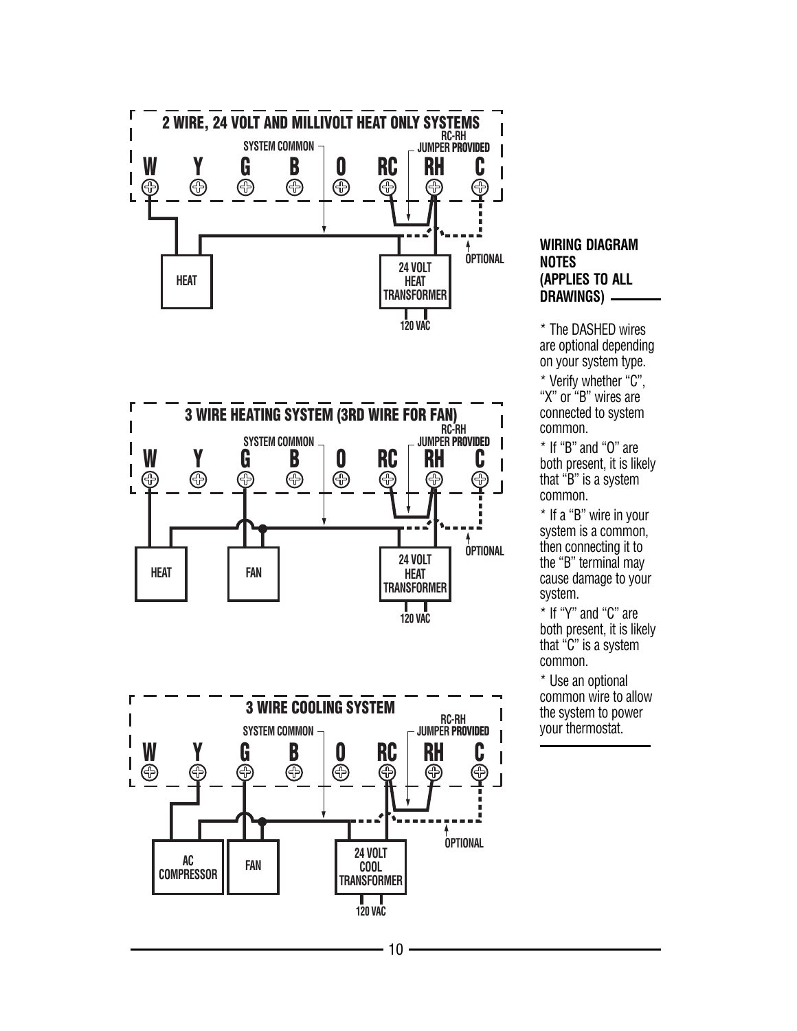**2 WIRE, 24 VOLT AND MILLIVOLT HEAT ONLY SYSTEMS**

SYSTEM COMMON — RC-RH JUMPER PROVIDED

W Y G B O RC RH C

HEAT — 24 VOLT HEAT TRANSFORMER — 120 VAC — OPTIONAL

**3 WIRE HEATING SYSTEM (3RD WIRE FOR FAN)**

SYSTEM COMMON — RC-RH JUMPER PROVIDED

W Y G B O RC RH C

HEAT — FAN — 24 VOLT HEAT TRANSFORMER — 120 VAC — OPTIONAL

**3 WIRE COOLING SYSTEM**

SYSTEM COMMON — RC-RH JUMPER PROVIDED

W Y G B O RC RH C

AC COMPRESSOR — FAN — 24 VOLT COOL TRANSFORMER — 120 VAC — OPTIONAL

**WIRING DIAGRAM NOTES (APPLIES TO ALL DRAWINGS)**

* The DASHED wires are optional depending on your system type.
* Verify whether "C", "X" or "B" wires are connected to system common.
* If "B" and "O" are both present, it is likely that "B" is a system common.
* If a "B" wire in your system is a common, then connecting it to the "B" terminal may cause damage to your system.
* If "Y" and "C" are both present, it is likely that "C" is a system common.
* Use an optional common wire to allow the system to power your thermostat.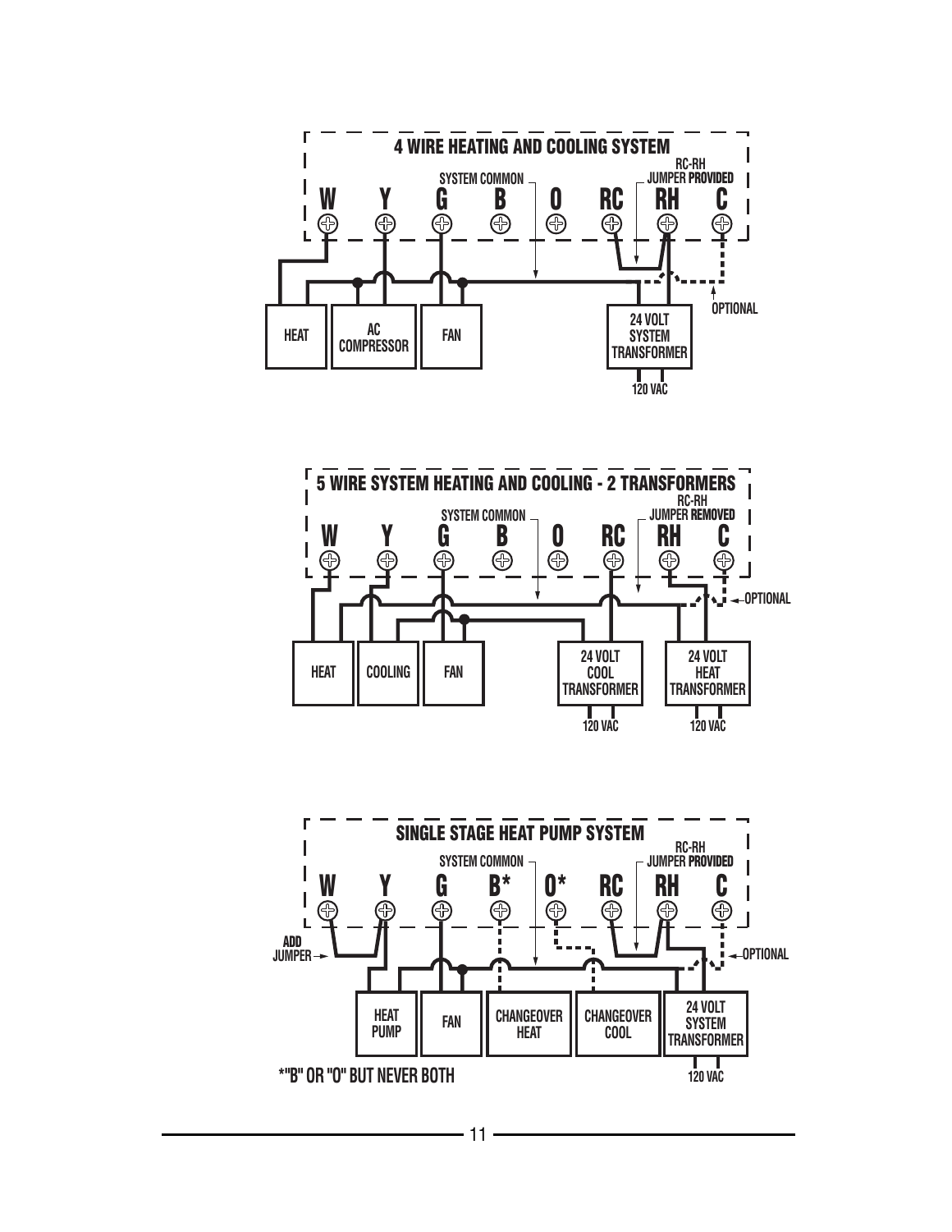### 4 WIRE HEATING AND COOLING SYSTEM

W Y G B O RC RH C

SYSTEM COMMON

RC-RH JUMPER **PROVIDED**

HEAT

AC COMPRESSOR

FAN

24 VOLT SYSTEM TRANSFORMER

120 VAC

OPTIONAL

### 5 WIRE SYSTEM HEATING AND COOLING - 2 TRANSFORMERS

W Y G B O RC RH C

SYSTEM COMMON

RC-RH JUMPER **REMOVED**

HEAT

COOLING

FAN

24 VOLT COOL TRANSFORMER

24 VOLT HEAT TRANSFORMER

120 VAC

120 VAC

OPTIONAL

### SINGLE STAGE HEAT PUMP SYSTEM

W Y G B* O* RC RH C

SYSTEM COMMON

RC-RH JUMPER **PROVIDED**

ADD JUMPER

HEAT PUMP

FAN

CHANGEOVER HEAT

CHANGEOVER COOL

24 VOLT SYSTEM TRANSFORMER

120 VAC

OPTIONAL

*"B" OR "O" BUT NEVER BOTH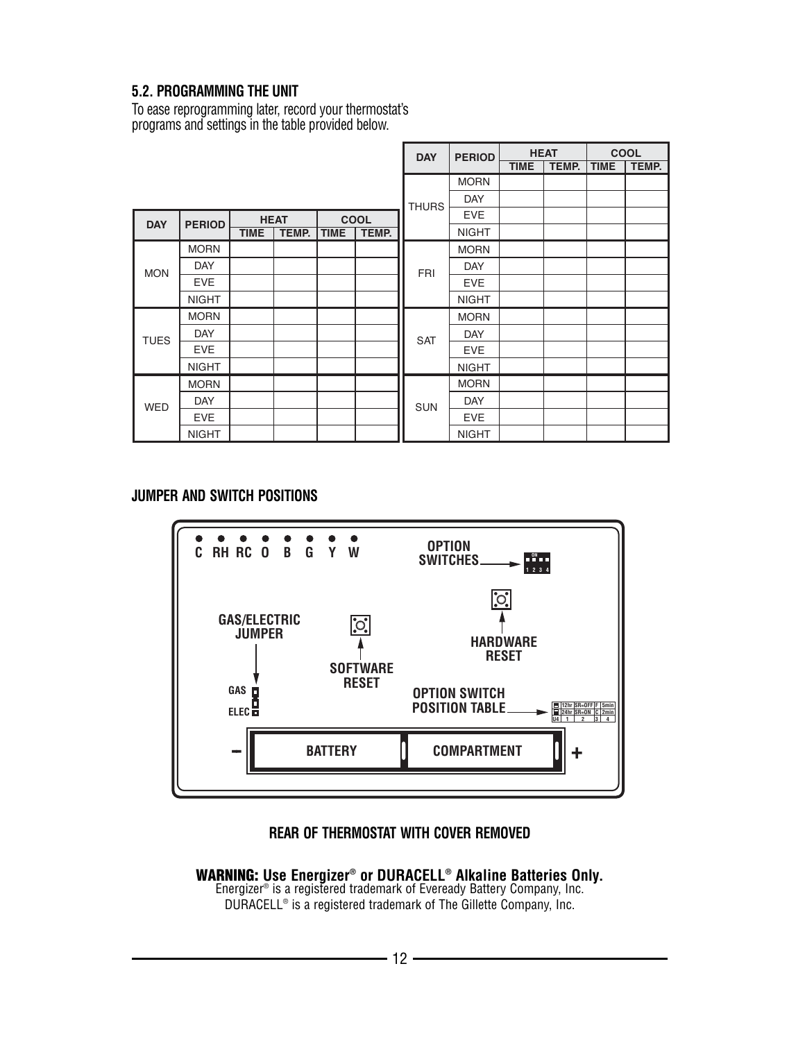## 5.2. PROGRAMMING THE UNIT

To ease reprogramming later, record your thermostat's programs and settings in the table provided below.

| DAY | PERIOD | HEAT | | COOL | |
|---|---|---|---|---|---|
| | | TIME | TEMP. | TIME | TEMP. |
| MON | MORN | | | | |
| | DAY | | | | |
| | EVE | | | | |
| | NIGHT | | | | |
| TUES | MORN | | | | |
| | DAY | | | | |
| | EVE | | | | |
| | NIGHT | | | | |
| WED | MORN | | | | |
| | DAY | | | | |
| | EVE | | | | |
| | NIGHT | | | | |
| THURS | MORN | | | | |
| | DAY | | | | |
| | EVE | | | | |
| | NIGHT | | | | |
| FRI | MORN | | | | |
| | DAY | | | | |
| | EVE | | | | |
| | NIGHT | | | | |
| SAT | MORN | | | | |
| | DAY | | | | |
| | EVE | | | | |
| | NIGHT | | | | |
| SUN | MORN | | | | |
| | DAY | | | | |
| | EVE | | | | |
| | NIGHT | | | | |

## JUMPER AND SWITCH POSITIONS

C RH RC O B G Y W

OPTION SWITCHES

ON
1 2 3 4

GAS/ELECTRIC JUMPER

GAS
ELEC

SOFTWARE RESET

HARDWARE RESET

OPTION SWITCH POSITION TABLE

| | | | | |
|---|---|---|---|---|
| | 12hr | SR=OFF | F | 5min |
| | 24hr | SR=ON | C | 2min |
| U4 | 1 | 2 | 3 | 4 |

– BATTERY COMPARTMENT +

**REAR OF THERMOSTAT WITH COVER REMOVED**

**WARNING: Use Energizer® or DURACELL® Alkaline Batteries Only.**
Energizer® is a registered trademark of Eveready Battery Company, Inc.
DURACELL® is a registered trademark of The Gillette Company, Inc.